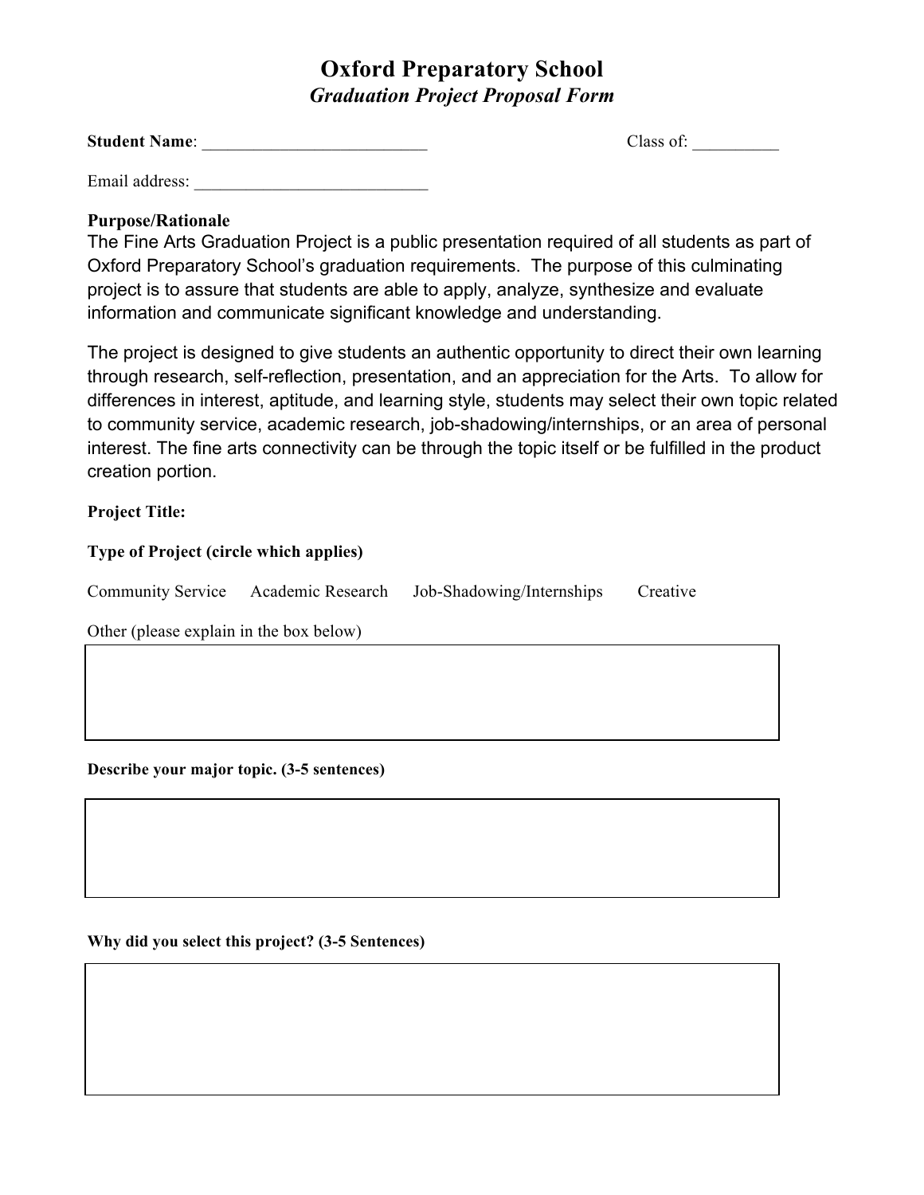# Oxford Preparatory School

## *Graduation Project Proposal Form*

**Student Name**: ___________________________ Class of: __________

Email address: ____________________________

**Purpose/Rationale**

The Fine Arts Graduation Project is a public presentation required of all students as part of Oxford Preparatory School's graduation requirements. The purpose of this culminating project is to assure that students are able to apply, analyze, synthesize and evaluate information and communicate significant knowledge and understanding.

The project is designed to give students an authentic opportunity to direct their own learning through research, self-reflection, presentation, and an appreciation for the Arts. To allow for differences in interest, aptitude, and learning style, students may select their own topic related to community service, academic research, job-shadowing/internships, or an area of personal interest. The fine arts connectivity can be through the topic itself or be fulfilled in the product creation portion.

**Project Title:**

**Type of Project (circle which applies)**

Community Service Academic Research Job-Shadowing/Internships Creative

Other (please explain in the box below)

**Describe your major topic. (3-5 sentences)**

**Why did you select this project? (3-5 Sentences)**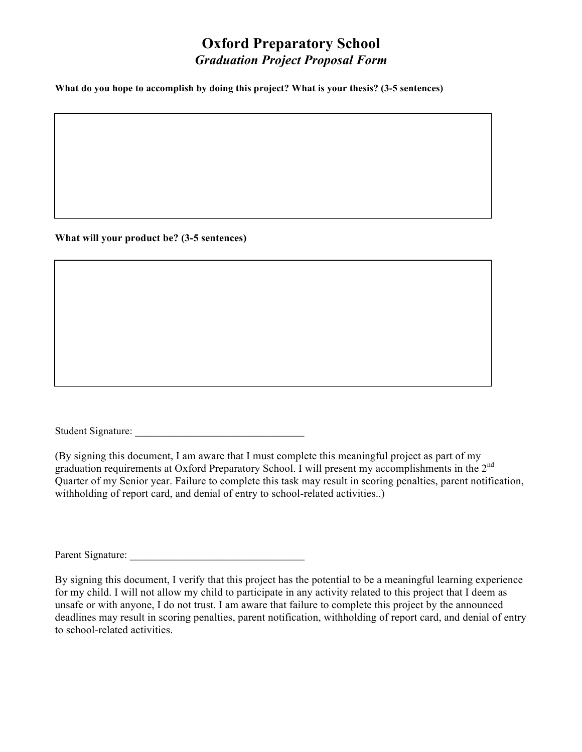# Oxford Preparatory School

## *Graduation Project Proposal Form*

**What do you hope to accomplish by doing this project? What is your thesis? (3-5 sentences)**

**What will your product be? (3-5 sentences)**

Student Signature: _________________________________

(By signing this document, I am aware that I must complete this meaningful project as part of my graduation requirements at Oxford Preparatory School. I will present my accomplishments in the 2nd Quarter of my Senior year. Failure to complete this task may result in scoring penalties, parent notification, withholding of report card, and denial of entry to school-related activities..)

Parent Signature: _________________________________

By signing this document, I verify that this project has the potential to be a meaningful learning experience for my child. I will not allow my child to participate in any activity related to this project that I deem as unsafe or with anyone, I do not trust. I am aware that failure to complete this project by the announced deadlines may result in scoring penalties, parent notification, withholding of report card, and denial of entry to school-related activities.